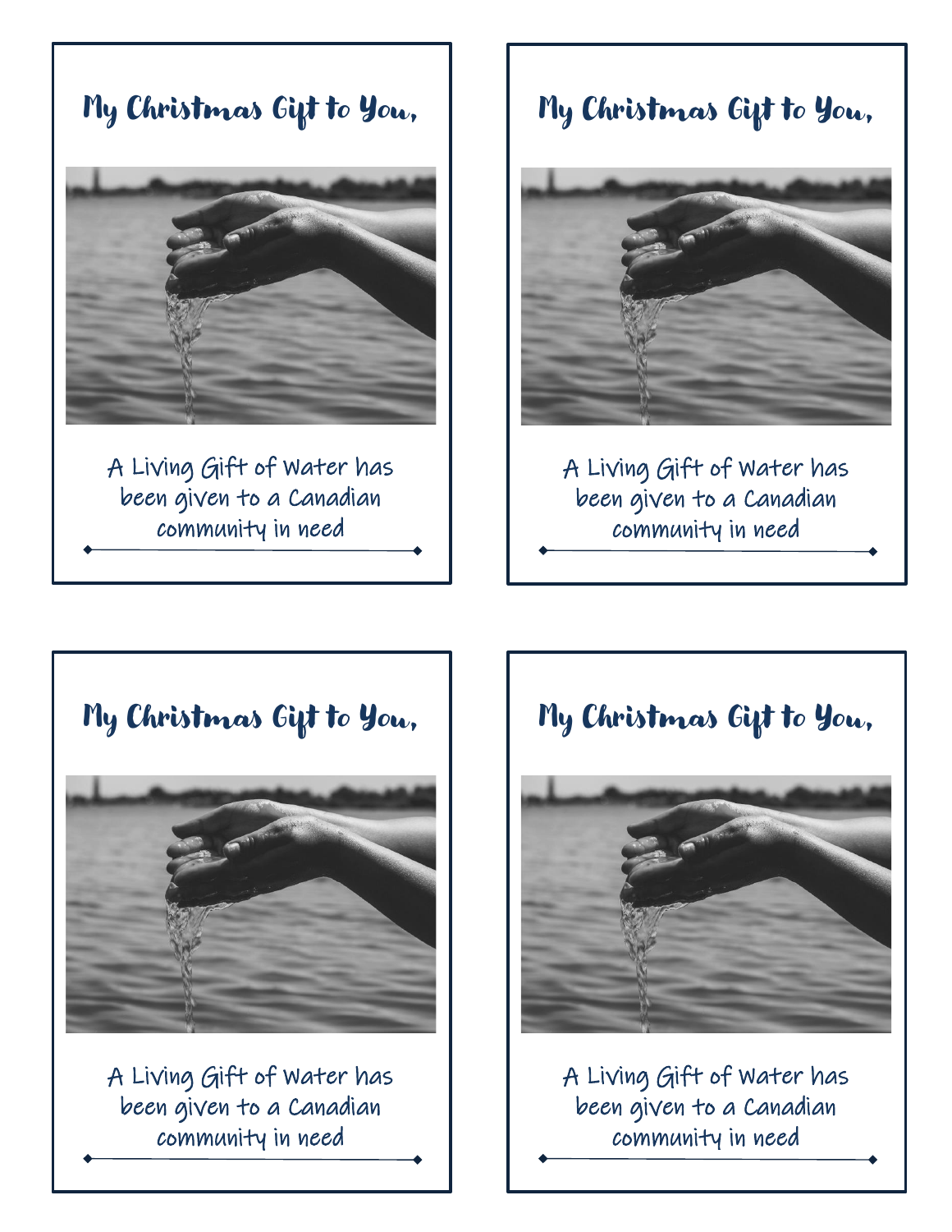## My Christmas Gift to You,

A Living Gift of Water has been given to a Canadian community in need

## My Christmas Gift to You,

A Living Gift of Water has been given to a Canadian community in need

## My Christmas Gift to You,

A Living Gift of Water has been given to a Canadian community in need

## My Christmas Gift to You,

A Living Gift of Water has been given to a Canadian community in need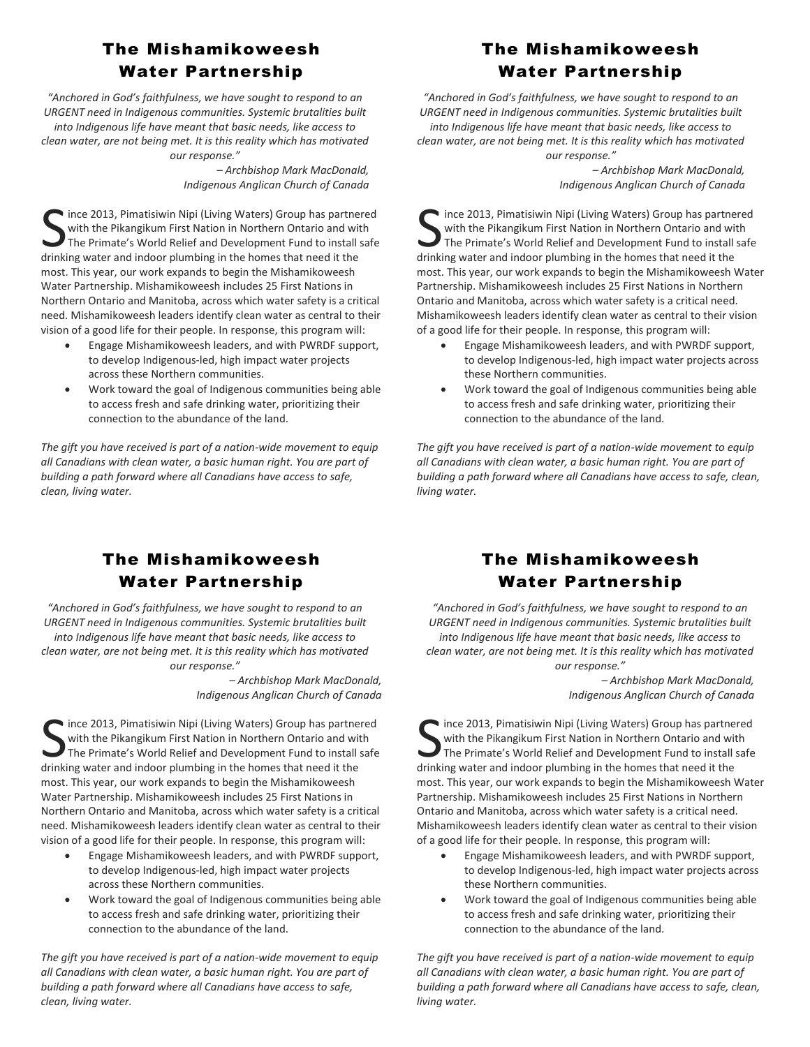# The Mishamikoweesh Water Partnership

*"Anchored in God's faithfulness, we have sought to respond to an URGENT need in Indigenous communities. Systemic brutalities built into Indigenous life have meant that basic needs, like access to clean water, are not being met. It is this reality which has motivated our response."*

*– Archbishop Mark MacDonald, Indigenous Anglican Church of Canada*

Since 2013, Pimatisiwin Nipi (Living Waters) Group has partnered with the Pikangikum First Nation in Northern Ontario and with The Primate's World Relief and Development Fund to install safe drinking water and indoor plumbing in the homes that need it the most. This year, our work expands to begin the Mishamikoweesh Water Partnership. Mishamikoweesh includes 25 First Nations in Northern Ontario and Manitoba, across which water safety is a critical need. Mishamikoweesh leaders identify clean water as central to their vision of a good life for their people. In response, this program will:

- Engage Mishamikoweesh leaders, and with PWRDF support, to develop Indigenous-led, high impact water projects across these Northern communities.
- Work toward the goal of Indigenous communities being able to access fresh and safe drinking water, prioritizing their connection to the abundance of the land.

*The gift you have received is part of a nation-wide movement to equip all Canadians with clean water, a basic human right. You are part of building a path forward where all Canadians have access to safe, clean, living water.*

# The Mishamikoweesh Water Partnership

*"Anchored in God's faithfulness, we have sought to respond to an URGENT need in Indigenous communities. Systemic brutalities built into Indigenous life have meant that basic needs, like access to clean water, are not being met. It is this reality which has motivated our response."*

*– Archbishop Mark MacDonald, Indigenous Anglican Church of Canada*

Since 2013, Pimatisiwin Nipi (Living Waters) Group has partnered with the Pikangikum First Nation in Northern Ontario and with The Primate's World Relief and Development Fund to install safe drinking water and indoor plumbing in the homes that need it the most. This year, our work expands to begin the Mishamikoweesh Water Partnership. Mishamikoweesh includes 25 First Nations in Northern Ontario and Manitoba, across which water safety is a critical need. Mishamikoweesh leaders identify clean water as central to their vision of a good life for their people. In response, this program will:

- Engage Mishamikoweesh leaders, and with PWRDF support, to develop Indigenous-led, high impact water projects across these Northern communities.
- Work toward the goal of Indigenous communities being able to access fresh and safe drinking water, prioritizing their connection to the abundance of the land.

*The gift you have received is part of a nation-wide movement to equip all Canadians with clean water, a basic human right. You are part of building a path forward where all Canadians have access to safe, clean, living water.*

# The Mishamikoweesh Water Partnership

*"Anchored in God's faithfulness, we have sought to respond to an URGENT need in Indigenous communities. Systemic brutalities built into Indigenous life have meant that basic needs, like access to clean water, are not being met. It is this reality which has motivated our response."*

*– Archbishop Mark MacDonald, Indigenous Anglican Church of Canada*

Since 2013, Pimatisiwin Nipi (Living Waters) Group has partnered with the Pikangikum First Nation in Northern Ontario and with The Primate's World Relief and Development Fund to install safe drinking water and indoor plumbing in the homes that need it the most. This year, our work expands to begin the Mishamikoweesh Water Partnership. Mishamikoweesh includes 25 First Nations in Northern Ontario and Manitoba, across which water safety is a critical need. Mishamikoweesh leaders identify clean water as central to their vision of a good life for their people. In response, this program will:

- Engage Mishamikoweesh leaders, and with PWRDF support, to develop Indigenous-led, high impact water projects across these Northern communities.
- Work toward the goal of Indigenous communities being able to access fresh and safe drinking water, prioritizing their connection to the abundance of the land.

*The gift you have received is part of a nation-wide movement to equip all Canadians with clean water, a basic human right. You are part of building a path forward where all Canadians have access to safe, clean, living water.*

# The Mishamikoweesh Water Partnership

*"Anchored in God's faithfulness, we have sought to respond to an URGENT need in Indigenous communities. Systemic brutalities built into Indigenous life have meant that basic needs, like access to clean water, are not being met. It is this reality which has motivated our response."*

*– Archbishop Mark MacDonald, Indigenous Anglican Church of Canada*

Since 2013, Pimatisiwin Nipi (Living Waters) Group has partnered with the Pikangikum First Nation in Northern Ontario and with The Primate's World Relief and Development Fund to install safe drinking water and indoor plumbing in the homes that need it the most. This year, our work expands to begin the Mishamikoweesh Water Partnership. Mishamikoweesh includes 25 First Nations in Northern Ontario and Manitoba, across which water safety is a critical need. Mishamikoweesh leaders identify clean water as central to their vision of a good life for their people. In response, this program will:

- Engage Mishamikoweesh leaders, and with PWRDF support, to develop Indigenous-led, high impact water projects across these Northern communities.
- Work toward the goal of Indigenous communities being able to access fresh and safe drinking water, prioritizing their connection to the abundance of the land.

*The gift you have received is part of a nation-wide movement to equip all Canadians with clean water, a basic human right. You are part of building a path forward where all Canadians have access to safe, clean, living water.*